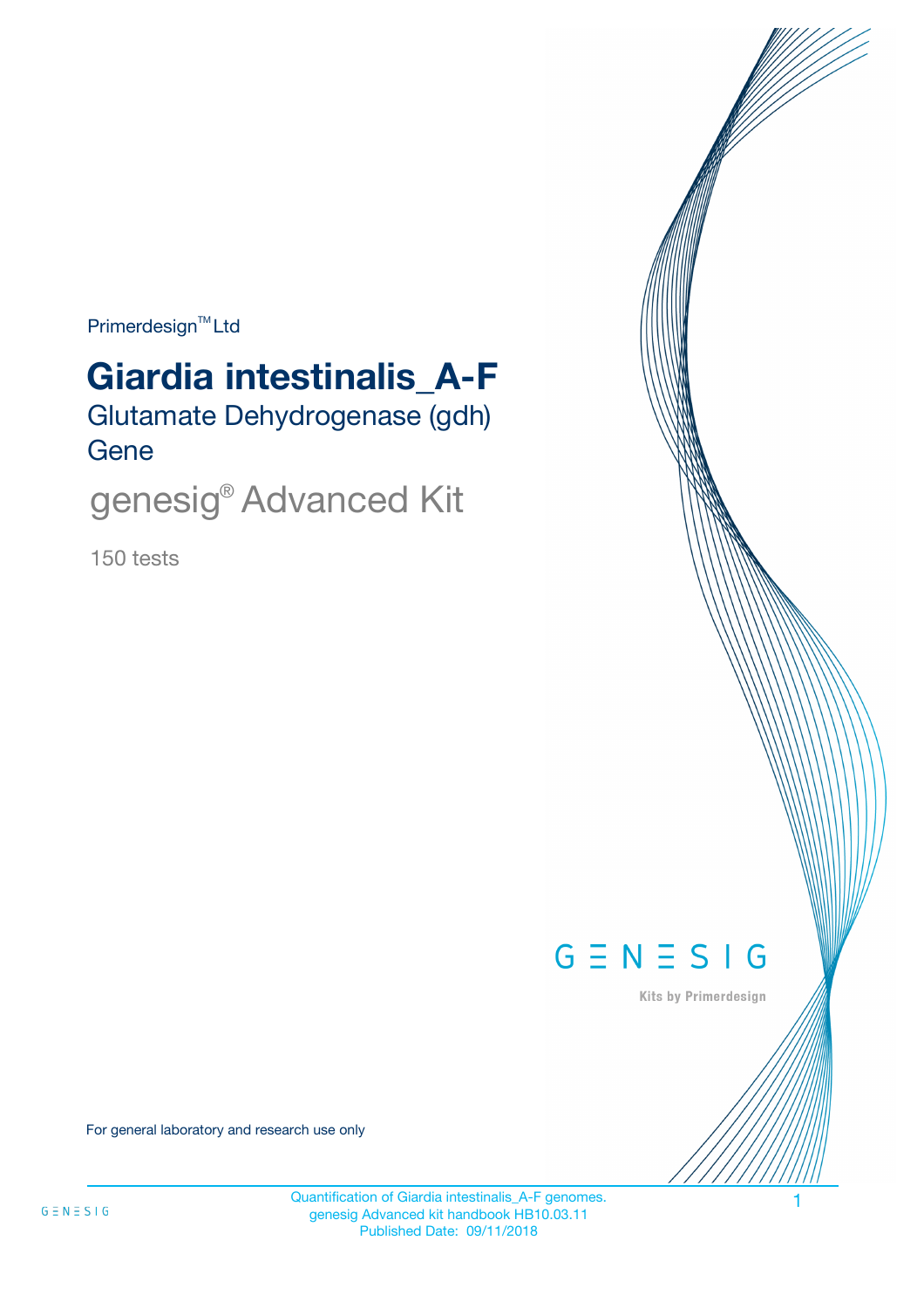Primerdesign™ Ltd

# Giardia intestinalis_A-F

## Glutamate Dehydrogenase (gdh) Gene

## genesig® Advanced Kit

150 tests

GENESIG

Kits by Primerdesign

For general laboratory and research use only

Quantification of Giardia intestinalis_A-F genomes.
genesig Advanced kit handbook HB10.03.11
Published Date: 09/11/2018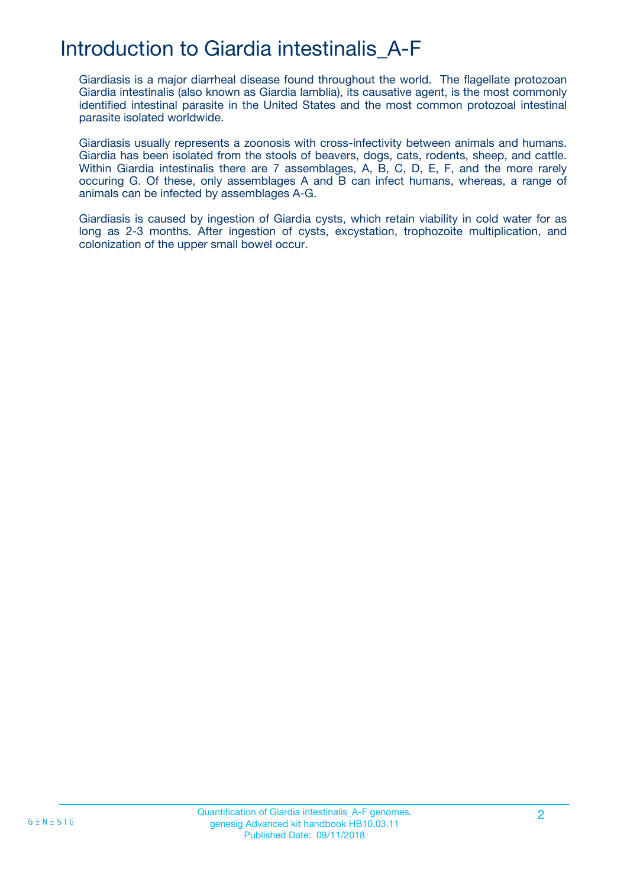# Introduction to Giardia intestinalis_A-F

Giardiasis is a major diarrheal disease found throughout the world. The flagellate protozoan Giardia intestinalis (also known as Giardia lamblia), its causative agent, is the most commonly identified intestinal parasite in the United States and the most common protozoal intestinal parasite isolated worldwide.

Giardiasis usually represents a zoonosis with cross-infectivity between animals and humans. Giardia has been isolated from the stools of beavers, dogs, cats, rodents, sheep, and cattle. Within Giardia intestinalis there are 7 assemblages, A, B, C, D, E, F, and the more rarely occuring G. Of these, only assemblages A and B can infect humans, whereas, a range of animals can be infected by assemblages A-G.

Giardiasis is caused by ingestion of Giardia cysts, which retain viability in cold water for as long as 2-3 months. After ingestion of cysts, excystation, trophozoite multiplication, and colonization of the upper small bowel occur.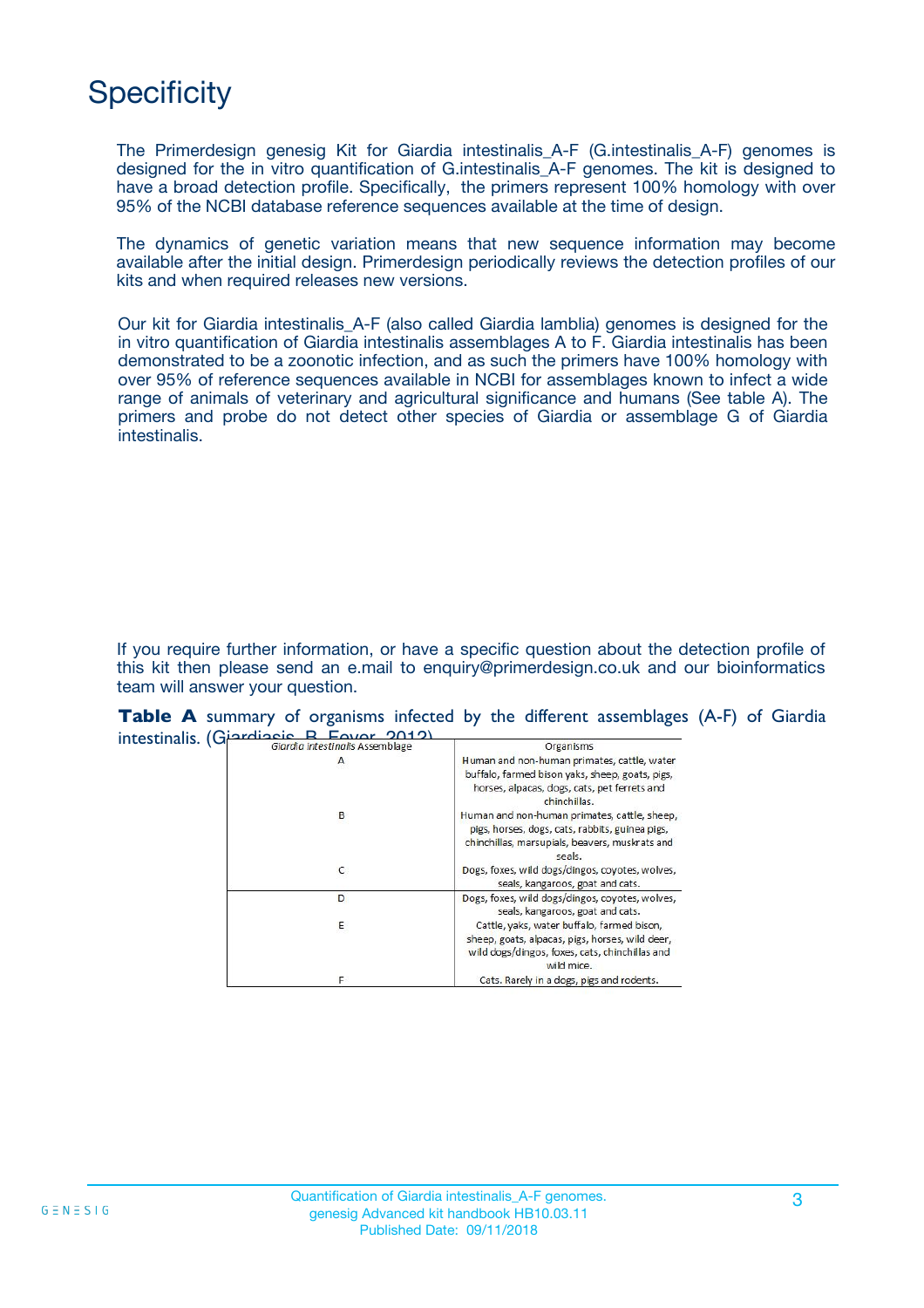# Specificity

The Primerdesign genesig Kit for Giardia intestinalis_A-F (G.intestinalis_A-F) genomes is designed for the in vitro quantification of G.intestinalis_A-F genomes. The kit is designed to have a broad detection profile. Specifically, the primers represent 100% homology with over 95% of the NCBI database reference sequences available at the time of design.

The dynamics of genetic variation means that new sequence information may become available after the initial design. Primerdesign periodically reviews the detection profiles of our kits and when required releases new versions.

Our kit for Giardia intestinalis_A-F (also called Giardia lamblia) genomes is designed for the in vitro quantification of Giardia intestinalis assemblages A to F. Giardia intestinalis has been demonstrated to be a zoonotic infection, and as such the primers have 100% homology with over 95% of reference sequences available in NCBI for assemblages known to infect a wide range of animals of veterinary and agricultural significance and humans (See table A). The primers and probe do not detect other species of Giardia or assemblage G of Giardia intestinalis.

If you require further information, or have a specific question about the detection profile of this kit then please send an e.mail to enquiry@primerdesign.co.uk and our bioinformatics team will answer your question.

**Table A** summary of organisms infected by the different assemblages (A-F) of Giardia intestinalis. (Giardiasis, B. Fever, 2012)

| *Giardia intestinalis* Assemblage | Organisms |
|---|---|
| A | Human and non-human primates, cattle, water buffalo, farmed bison yaks, sheep, goats, pigs, horses, alpacas, dogs, cats, pet ferrets and chinchillas. |
| B | Human and non-human primates, cattle, sheep, pigs, horses, dogs, cats, rabbits, guinea pigs, chinchillas, marsupials, beavers, muskrats and seals. |
| C | Dogs, foxes, wild dogs/dingos, coyotes, wolves, seals, kangaroos, goat and cats. |
| D | Dogs, foxes, wild dogs/dingos, coyotes, wolves, seals, kangaroos, goat and cats. |
| E | Cattle, yaks, water buffalo, farmed bison, sheep, goats, alpacas, pigs, horses, wild deer, wild dogs/dingos, foxes, cats, chinchillas and wild mice. |
| F | Cats. Rarely in a dogs, pigs and rodents. |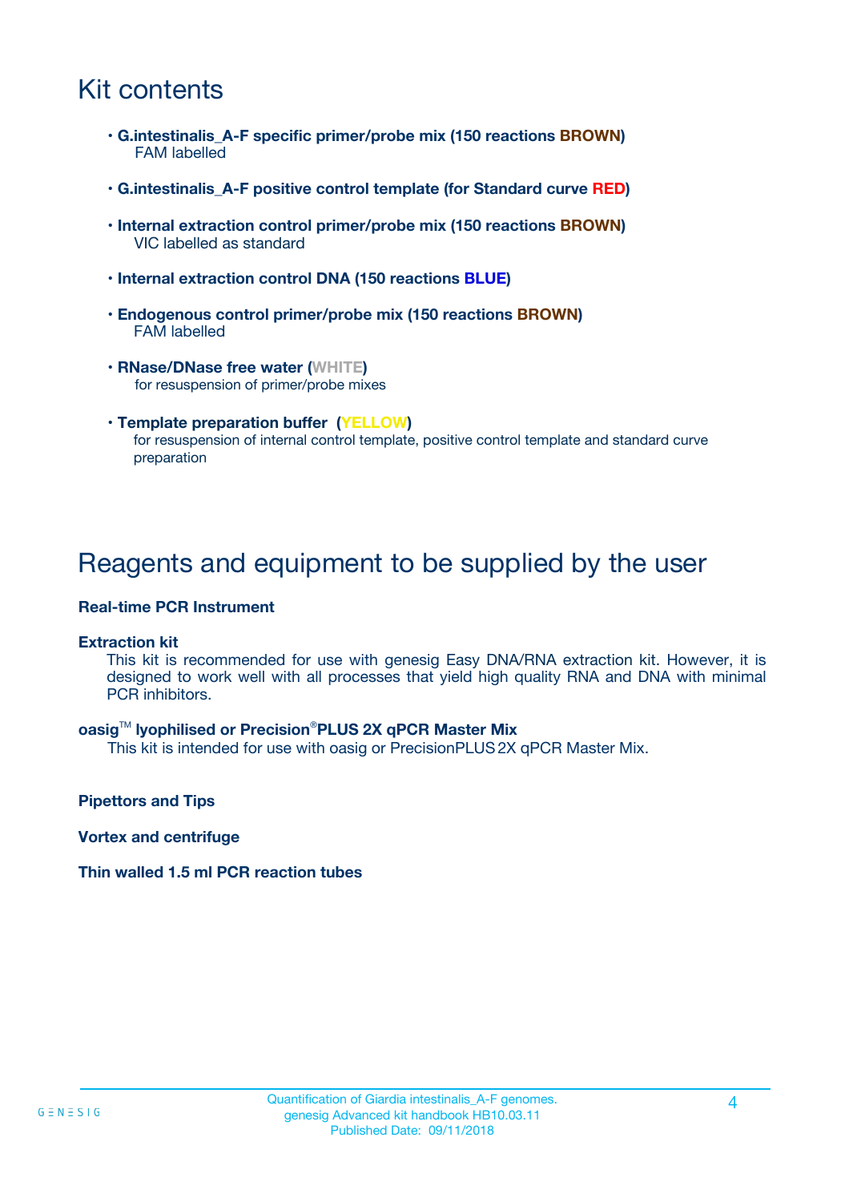# Kit contents

- **G.intestinalis_A-F specific primer/probe mix (150 reactions BROWN)**
  FAM labelled
- **G.intestinalis_A-F positive control template (for Standard curve RED)**
- **Internal extraction control primer/probe mix (150 reactions BROWN)**
  VIC labelled as standard
- **Internal extraction control DNA (150 reactions BLUE)**
- **Endogenous control primer/probe mix (150 reactions BROWN)**
  FAM labelled
- **RNase/DNase free water (WHITE)**
  for resuspension of primer/probe mixes
- **Template preparation buffer (YELLOW)**
  for resuspension of internal control template, positive control template and standard curve preparation

# Reagents and equipment to be supplied by the user

**Real-time PCR Instrument**

**Extraction kit**
This kit is recommended for use with genesig Easy DNA/RNA extraction kit. However, it is designed to work well with all processes that yield high quality RNA and DNA with minimal PCR inhibitors.

**oasig™ lyophilised or Precision®PLUS 2X qPCR Master Mix**
This kit is intended for use with oasig or PrecisionPLUS 2X qPCR Master Mix.

**Pipettors and Tips**

**Vortex and centrifuge**

**Thin walled 1.5 ml PCR reaction tubes**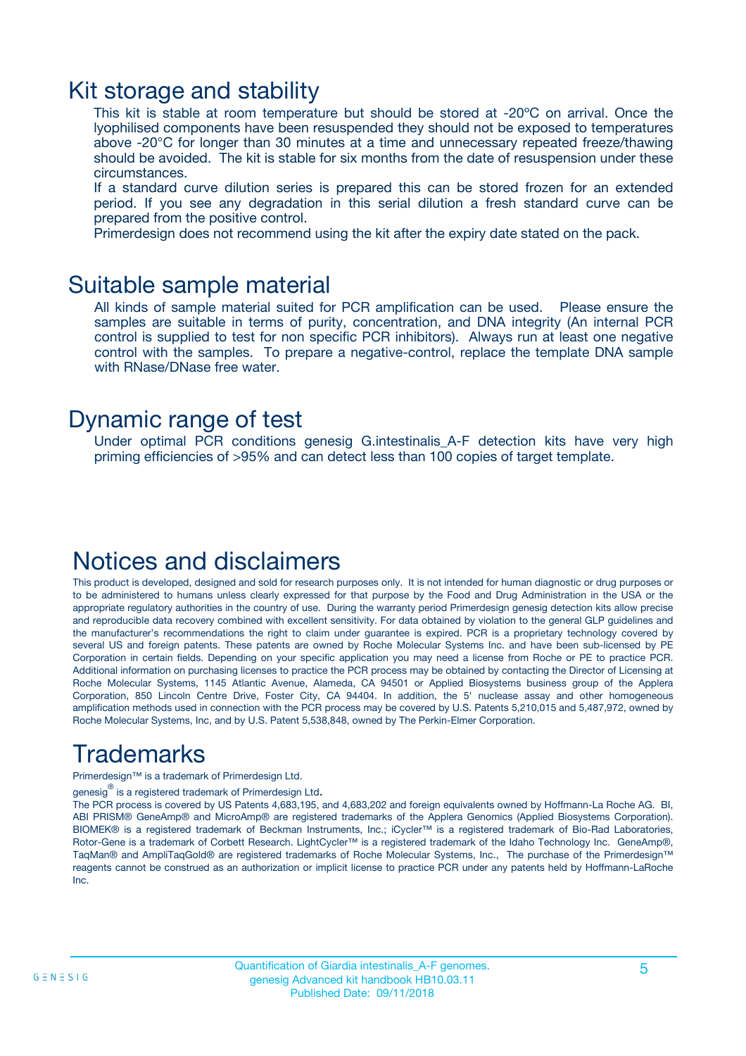## Kit storage and stability

This kit is stable at room temperature but should be stored at -20ºC on arrival. Once the lyophilised components have been resuspended they should not be exposed to temperatures above -20°C for longer than 30 minutes at a time and unnecessary repeated freeze/thawing should be avoided. The kit is stable for six months from the date of resuspension under these circumstances.

If a standard curve dilution series is prepared this can be stored frozen for an extended period. If you see any degradation in this serial dilution a fresh standard curve can be prepared from the positive control.

Primerdesign does not recommend using the kit after the expiry date stated on the pack.

## Suitable sample material

All kinds of sample material suited for PCR amplification can be used. Please ensure the samples are suitable in terms of purity, concentration, and DNA integrity (An internal PCR control is supplied to test for non specific PCR inhibitors). Always run at least one negative control with the samples. To prepare a negative-control, replace the template DNA sample with RNase/DNase free water.

## Dynamic range of test

Under optimal PCR conditions genesig G.intestinalis_A-F detection kits have very high priming efficiencies of >95% and can detect less than 100 copies of target template.

## Notices and disclaimers

This product is developed, designed and sold for research purposes only. It is not intended for human diagnostic or drug purposes or to be administered to humans unless clearly expressed for that purpose by the Food and Drug Administration in the USA or the appropriate regulatory authorities in the country of use. During the warranty period Primerdesign genesig detection kits allow precise and reproducible data recovery combined with excellent sensitivity. For data obtained by violation to the general GLP guidelines and the manufacturer's recommendations the right to claim under guarantee is expired. PCR is a proprietary technology covered by several US and foreign patents. These patents are owned by Roche Molecular Systems Inc. and have been sub-licensed by PE Corporation in certain fields. Depending on your specific application you may need a license from Roche or PE to practice PCR. Additional information on purchasing licenses to practice the PCR process may be obtained by contacting the Director of Licensing at Roche Molecular Systems, 1145 Atlantic Avenue, Alameda, CA 94501 or Applied Biosystems business group of the Applera Corporation, 850 Lincoln Centre Drive, Foster City, CA 94404. In addition, the 5' nuclease assay and other homogeneous amplification methods used in connection with the PCR process may be covered by U.S. Patents 5,210,015 and 5,487,972, owned by Roche Molecular Systems, Inc, and by U.S. Patent 5,538,848, owned by The Perkin-Elmer Corporation.

## Trademarks

Primerdesign™ is a trademark of Primerdesign Ltd.

genesig® is a registered trademark of Primerdesign Ltd.

The PCR process is covered by US Patents 4,683,195, and 4,683,202 and foreign equivalents owned by Hoffmann-La Roche AG. BI, ABI PRISM® GeneAmp® and MicroAmp® are registered trademarks of the Applera Genomics (Applied Biosystems Corporation). BIOMEK® is a registered trademark of Beckman Instruments, Inc.; iCycler™ is a registered trademark of Bio-Rad Laboratories, Rotor-Gene is a trademark of Corbett Research. LightCycler™ is a registered trademark of the Idaho Technology Inc. GeneAmp®, TaqMan® and AmpliTaqGold® are registered trademarks of Roche Molecular Systems, Inc., The purchase of the Primerdesign™ reagents cannot be construed as an authorization or implicit license to practice PCR under any patents held by Hoffmann-LaRoche Inc.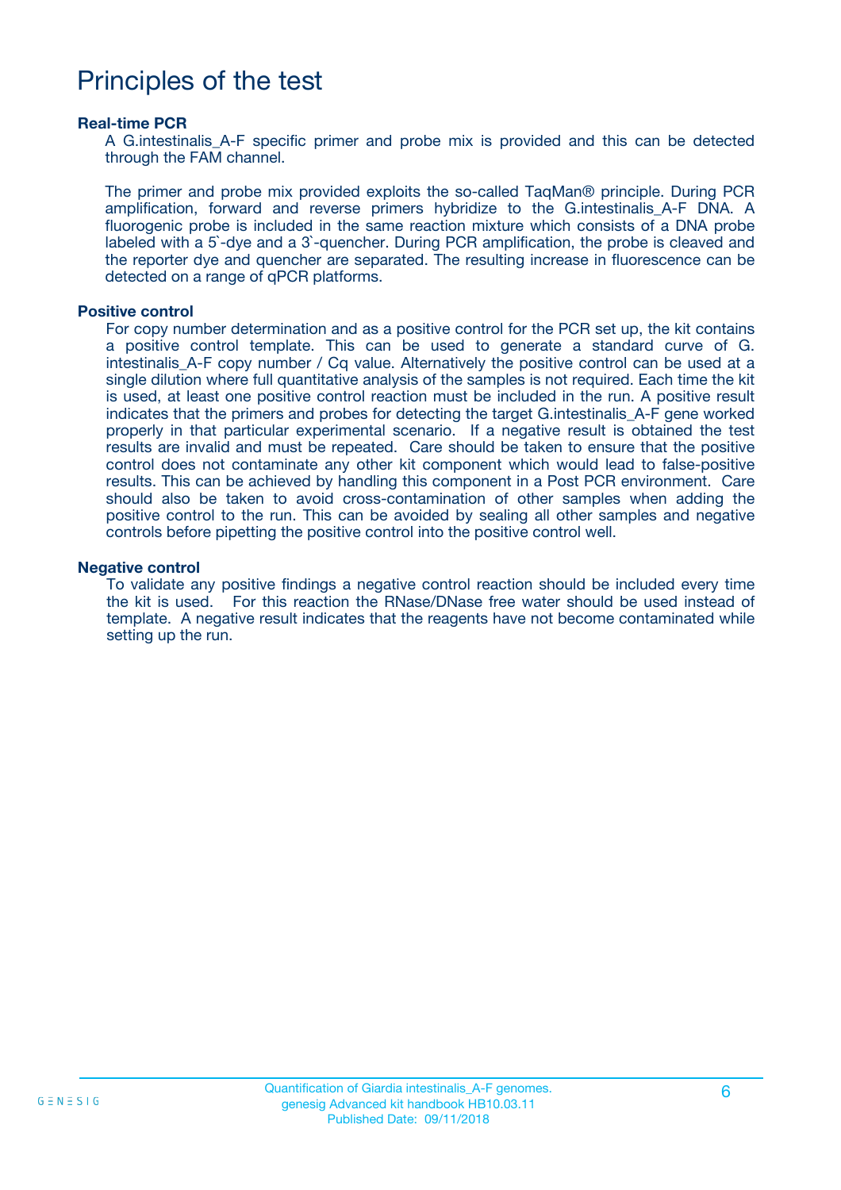# Principles of the test

### Real-time PCR

A G.intestinalis_A-F specific primer and probe mix is provided and this can be detected through the FAM channel.

The primer and probe mix provided exploits the so-called TaqMan® principle. During PCR amplification, forward and reverse primers hybridize to the G.intestinalis_A-F DNA. A fluorogenic probe is included in the same reaction mixture which consists of a DNA probe labeled with a 5`-dye and a 3`-quencher. During PCR amplification, the probe is cleaved and the reporter dye and quencher are separated. The resulting increase in fluorescence can be detected on a range of qPCR platforms.

### Positive control

For copy number determination and as a positive control for the PCR set up, the kit contains a positive control template. This can be used to generate a standard curve of G. intestinalis_A-F copy number / Cq value. Alternatively the positive control can be used at a single dilution where full quantitative analysis of the samples is not required. Each time the kit is used, at least one positive control reaction must be included in the run. A positive result indicates that the primers and probes for detecting the target G.intestinalis_A-F gene worked properly in that particular experimental scenario. If a negative result is obtained the test results are invalid and must be repeated. Care should be taken to ensure that the positive control does not contaminate any other kit component which would lead to false-positive results. This can be achieved by handling this component in a Post PCR environment. Care should also be taken to avoid cross-contamination of other samples when adding the positive control to the run. This can be avoided by sealing all other samples and negative controls before pipetting the positive control into the positive control well.

### Negative control

To validate any positive findings a negative control reaction should be included every time the kit is used. For this reaction the RNase/DNase free water should be used instead of template. A negative result indicates that the reagents have not become contaminated while setting up the run.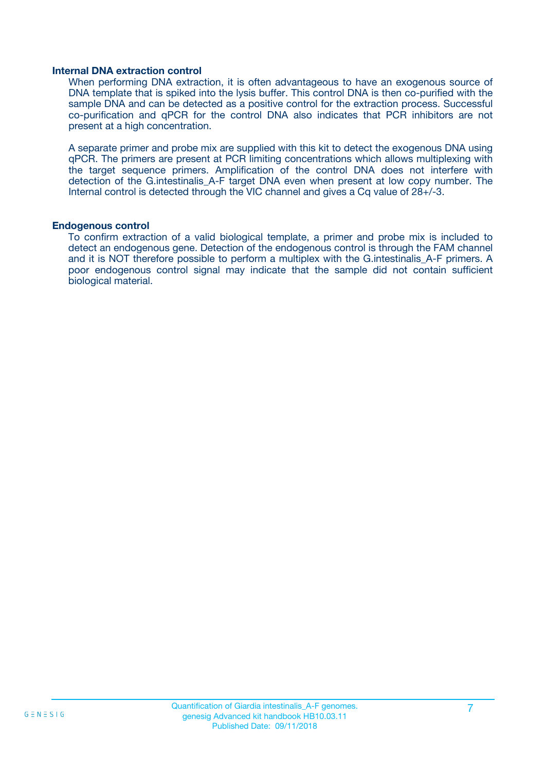### Internal DNA extraction control

When performing DNA extraction, it is often advantageous to have an exogenous source of DNA template that is spiked into the lysis buffer. This control DNA is then co-purified with the sample DNA and can be detected as a positive control for the extraction process. Successful co-purification and qPCR for the control DNA also indicates that PCR inhibitors are not present at a high concentration.

A separate primer and probe mix are supplied with this kit to detect the exogenous DNA using qPCR. The primers are present at PCR limiting concentrations which allows multiplexing with the target sequence primers. Amplification of the control DNA does not interfere with detection of the G.intestinalis_A-F target DNA even when present at low copy number. The Internal control is detected through the VIC channel and gives a Cq value of 28+/-3.

### Endogenous control

To confirm extraction of a valid biological template, a primer and probe mix is included to detect an endogenous gene. Detection of the endogenous control is through the FAM channel and it is NOT therefore possible to perform a multiplex with the G.intestinalis_A-F primers. A poor endogenous control signal may indicate that the sample did not contain sufficient biological material.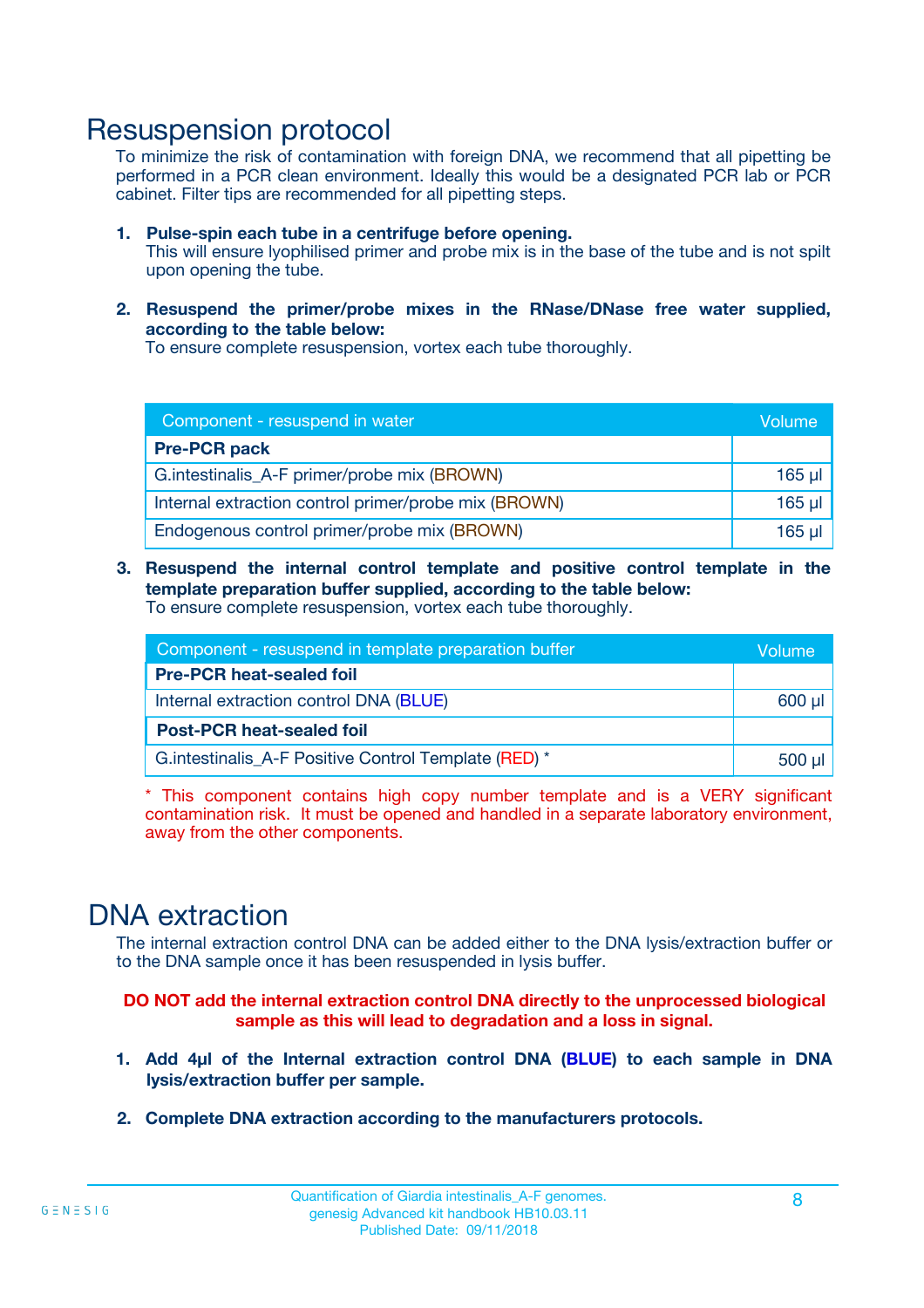# Resuspension protocol

To minimize the risk of contamination with foreign DNA, we recommend that all pipetting be performed in a PCR clean environment. Ideally this would be a designated PCR lab or PCR cabinet. Filter tips are recommended for all pipetting steps.

1. **Pulse-spin each tube in a centrifuge before opening.**
   This will ensure lyophilised primer and probe mix is in the base of the tube and is not spilt upon opening the tube.

2. **Resuspend the primer/probe mixes in the RNase/DNase free water supplied, according to the table below:**
   To ensure complete resuspension, vortex each tube thoroughly.

| Component - resuspend in water | Volume |
|---|---|
| **Pre-PCR pack** | |
| G.intestinalis_A-F primer/probe mix (BROWN) | 165 µl |
| Internal extraction control primer/probe mix (BROWN) | 165 µl |
| Endogenous control primer/probe mix (BROWN) | 165 µl |

3. **Resuspend the internal control template and positive control template in the template preparation buffer supplied, according to the table below:**
   To ensure complete resuspension, vortex each tube thoroughly.

| Component - resuspend in template preparation buffer | Volume |
|---|---|
| **Pre-PCR heat-sealed foil** | |
| Internal extraction control DNA (BLUE) | 600 µl |
| **Post-PCR heat-sealed foil** | |
| G.intestinalis_A-F Positive Control Template (RED) * | 500 µl |

\* This component contains high copy number template and is a VERY significant contamination risk. It must be opened and handled in a separate laboratory environment, away from the other components.

# DNA extraction

The internal extraction control DNA can be added either to the DNA lysis/extraction buffer or to the DNA sample once it has been resuspended in lysis buffer.

**DO NOT add the internal extraction control DNA directly to the unprocessed biological sample as this will lead to degradation and a loss in signal.**

1. **Add 4µl of the Internal extraction control DNA (BLUE) to each sample in DNA lysis/extraction buffer per sample.**

2. **Complete DNA extraction according to the manufacturers protocols.**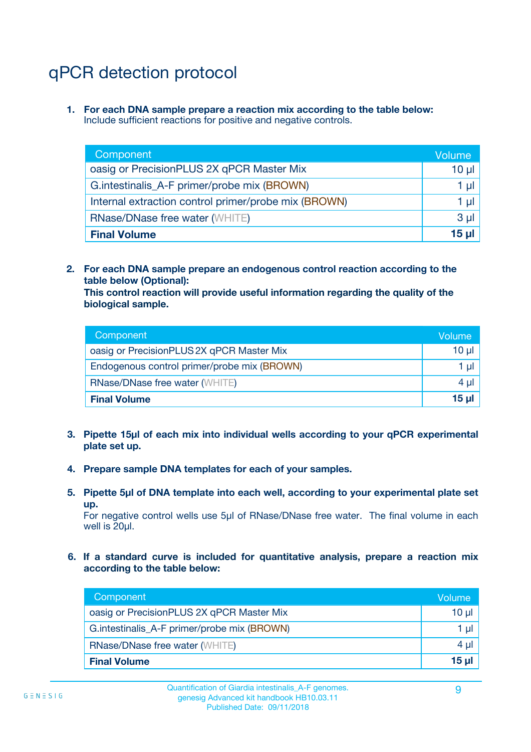# qPCR detection protocol

1. **For each DNA sample prepare a reaction mix according to the table below:**
   Include sufficient reactions for positive and negative controls.

| Component | Volume |
|---|---|
| oasig or PrecisionPLUS 2X qPCR Master Mix | 10 µl |
| G.intestinalis_A-F primer/probe mix (BROWN) | 1 µl |
| Internal extraction control primer/probe mix (BROWN) | 1 µl |
| RNase/DNase free water (WHITE) | 3 µl |
| **Final Volume** | **15 µl** |

2. **For each DNA sample prepare an endogenous control reaction according to the table below (Optional):**
   **This control reaction will provide useful information regarding the quality of the biological sample.**

| Component | Volume |
|---|---|
| oasig or PrecisionPLUS 2X qPCR Master Mix | 10 µl |
| Endogenous control primer/probe mix (BROWN) | 1 µl |
| RNase/DNase free water (WHITE) | 4 µl |
| **Final Volume** | **15 µl** |

3. **Pipette 15µl of each mix into individual wells according to your qPCR experimental plate set up.**

4. **Prepare sample DNA templates for each of your samples.**

5. **Pipette 5µl of DNA template into each well, according to your experimental plate set up.**
   For negative control wells use 5µl of RNase/DNase free water. The final volume in each well is 20µl.

6. **If a standard curve is included for quantitative analysis, prepare a reaction mix according to the table below:**

| Component | Volume |
|---|---|
| oasig or PrecisionPLUS 2X qPCR Master Mix | 10 µl |
| G.intestinalis_A-F primer/probe mix (BROWN) | 1 µl |
| RNase/DNase free water (WHITE) | 4 µl |
| **Final Volume** | **15 µl** |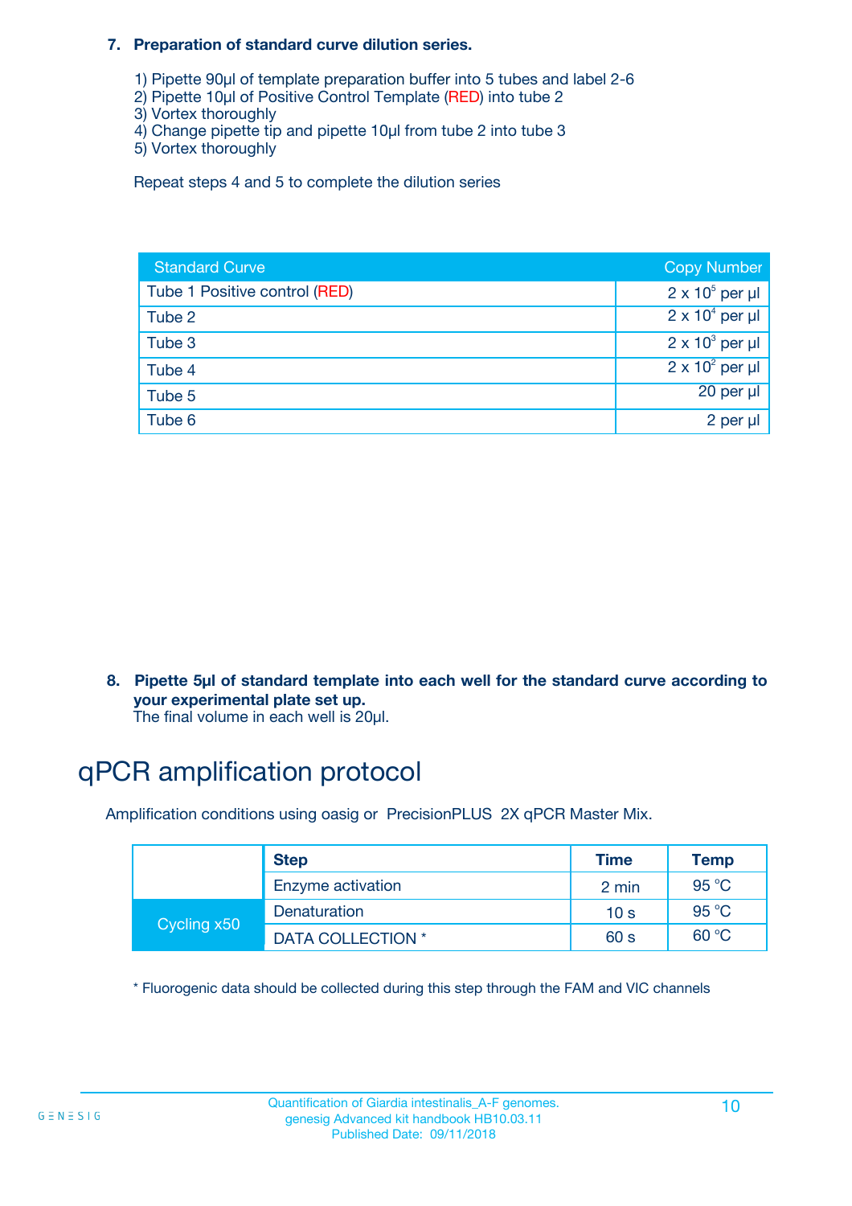**7. Preparation of standard curve dilution series.**

1) Pipette 90µl of template preparation buffer into 5 tubes and label 2-6
2) Pipette 10µl of Positive Control Template (RED) into tube 2
3) Vortex thoroughly
4) Change pipette tip and pipette 10µl from tube 2 into tube 3
5) Vortex thoroughly

Repeat steps 4 and 5 to complete the dilution series

| Standard Curve | Copy Number |
|---|---|
| Tube 1 Positive control (RED) | $2 \times 10^5$ per µl |
| Tube 2 | $2 \times 10^4$ per µl |
| Tube 3 | $2 \times 10^3$ per µl |
| Tube 4 | $2 \times 10^2$ per µl |
| Tube 5 | 20 per µl |
| Tube 6 | 2 per µl |

**8. Pipette 5µl of standard template into each well for the standard curve according to your experimental plate set up.**
The final volume in each well is 20µl.

# qPCR amplification protocol

Amplification conditions using oasig or PrecisionPLUS 2X qPCR Master Mix.

| | Step | Time | Temp |
|---|---|---|---|
| | Enzyme activation | 2 min | 95 °C |
| Cycling x50 | Denaturation | 10 s | 95 °C |
| | DATA COLLECTION * | 60 s | 60 °C |

* Fluorogenic data should be collected during this step through the FAM and VIC channels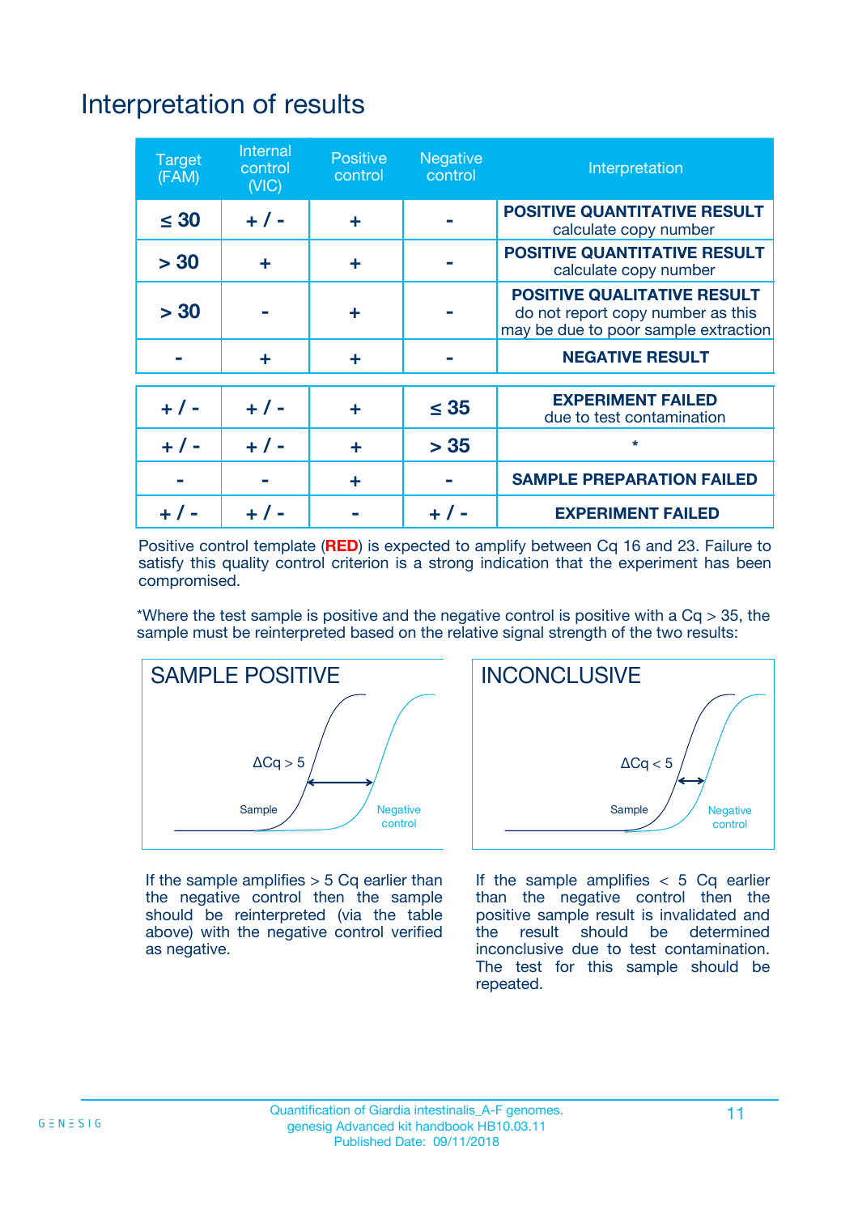# Interpretation of results

| Target (FAM) | Internal control (VIC) | Positive control | Negative control | Interpretation |
|---|---|---|---|---|
| ≤ 30 | + / - | + | - | **POSITIVE QUANTITATIVE RESULT** calculate copy number |
| > 30 | + | + | - | **POSITIVE QUANTITATIVE RESULT** calculate copy number |
| > 30 | - | + | - | **POSITIVE QUALITATIVE RESULT** do not report copy number as this may be due to poor sample extraction |
| - | + | + | - | **NEGATIVE RESULT** |
| + / - | + / - | + | ≤ 35 | **EXPERIMENT FAILED** due to test contamination |
| + / - | + / - | + | > 35 | * |
| - | - | + | - | **SAMPLE PREPARATION FAILED** |
| + / - | + / - | - | + / - | **EXPERIMENT FAILED** |

Positive control template (**RED**) is expected to amplify between Cq 16 and 23. Failure to satisfy this quality control criterion is a strong indication that the experiment has been compromised.

*Where the test sample is positive and the negative control is positive with a Cq > 35, the sample must be reinterpreted based on the relative signal strength of the two results:

**SAMPLE POSITIVE**

ΔCq > 5

Sample — Negative control

If the sample amplifies > 5 Cq earlier than the negative control then the sample should be reinterpreted (via the table above) with the negative control verified as negative.

**INCONCLUSIVE**

ΔCq < 5

Sample — Negative control

If the sample amplifies < 5 Cq earlier than the negative control then the positive sample result is invalidated and the result should be determined inconclusive due to test contamination. The test for this sample should be repeated.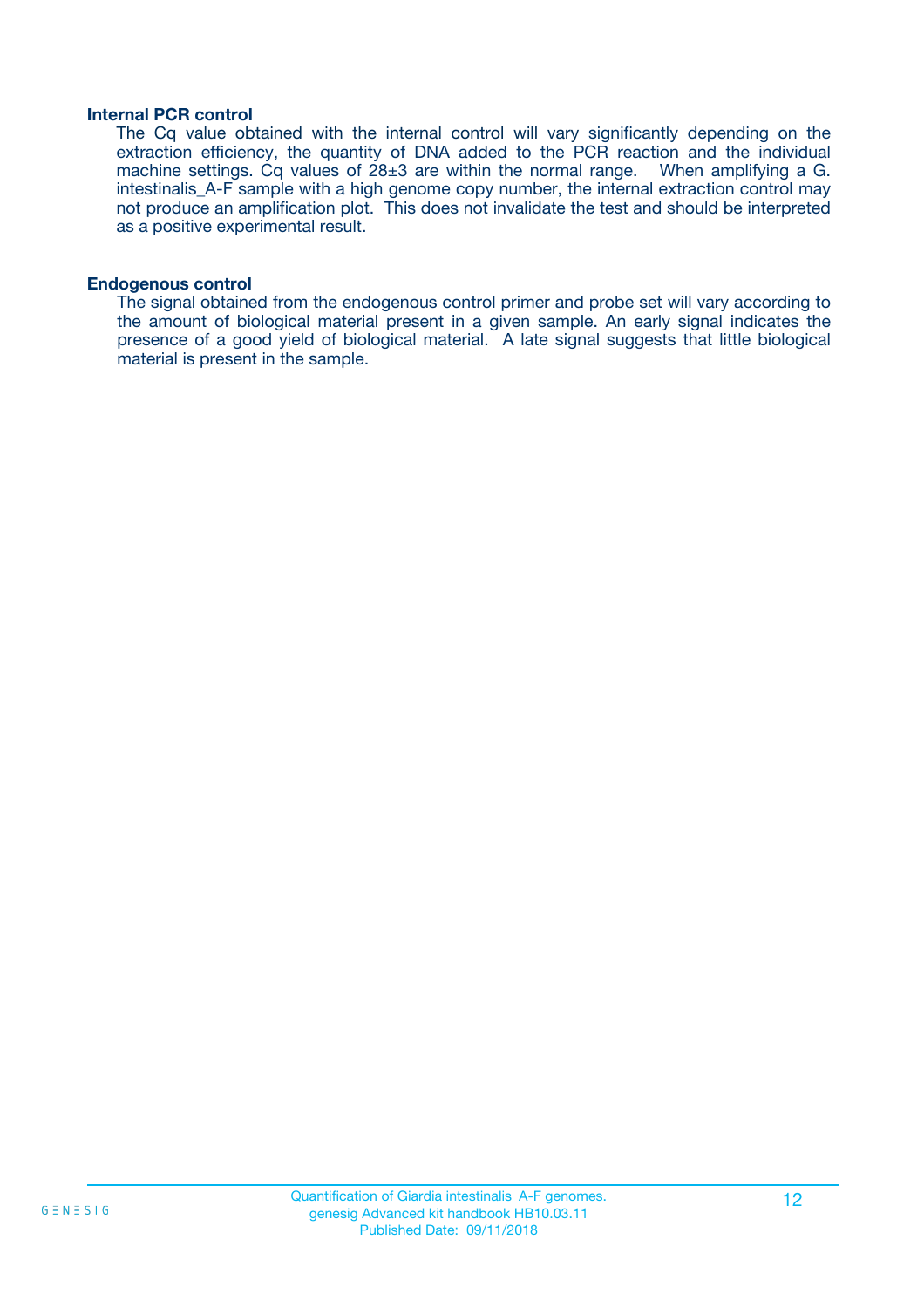### Internal PCR control

The Cq value obtained with the internal control will vary significantly depending on the extraction efficiency, the quantity of DNA added to the PCR reaction and the individual machine settings. Cq values of 28±3 are within the normal range. When amplifying a G. intestinalis_A-F sample with a high genome copy number, the internal extraction control may not produce an amplification plot. This does not invalidate the test and should be interpreted as a positive experimental result.

### Endogenous control

The signal obtained from the endogenous control primer and probe set will vary according to the amount of biological material present in a given sample. An early signal indicates the presence of a good yield of biological material. A late signal suggests that little biological material is present in the sample.